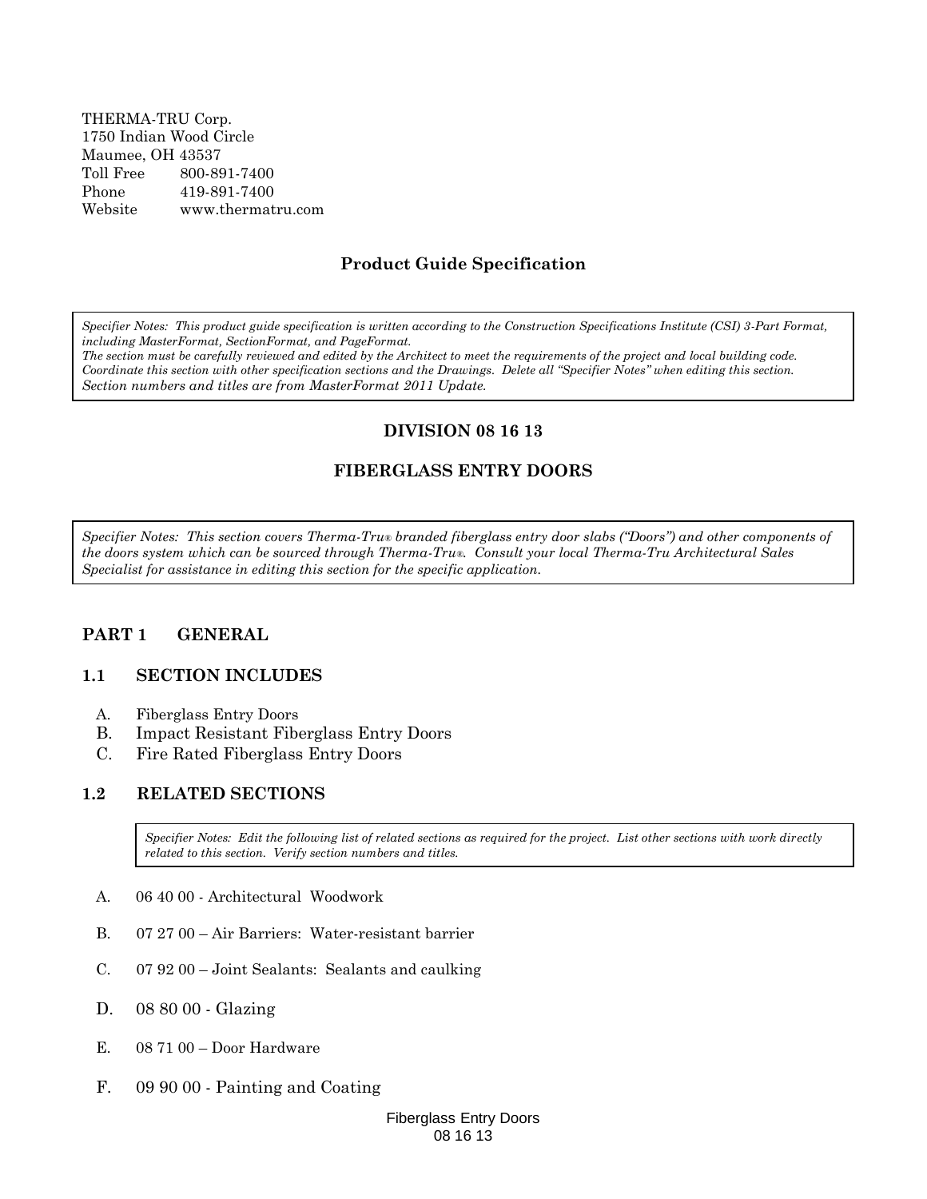THERMA-TRU Corp.
1750 Indian Wood Circle
Maumee, OH 43537
Toll Free 800-891-7400
Phone 419-891-7400
Website www.thermatru.com

## Product Guide Specification

> *Specifier Notes: This product guide specification is written according to the Construction Specifications Institute (CSI) 3-Part Format, including MasterFormat, SectionFormat, and PageFormat.*
> *The section must be carefully reviewed and edited by the Architect to meet the requirements of the project and local building code. Coordinate this section with other specification sections and the Drawings. Delete all "Specifier Notes" when editing this section. Section numbers and titles are from MasterFormat 2011 Update.*

## DIVISION 08 16 13

## FIBERGLASS ENTRY DOORS

> *Specifier Notes: This section covers Therma-Tru® branded fiberglass entry door slabs ("Doors") and other components of the doors system which can be sourced through Therma-Tru®. Consult your local Therma-Tru Architectural Sales Specialist for assistance in editing this section for the specific application.*

## PART 1 GENERAL

### 1.1 SECTION INCLUDES

A. Fiberglass Entry Doors
B. Impact Resistant Fiberglass Entry Doors
C. Fire Rated Fiberglass Entry Doors

### 1.2 RELATED SECTIONS

> *Specifier Notes: Edit the following list of related sections as required for the project. List other sections with work directly related to this section. Verify section numbers and titles.*

A. 06 40 00 - Architectural Woodwork

B. 07 27 00 – Air Barriers: Water-resistant barrier

C. 07 92 00 – Joint Sealants: Sealants and caulking

D. 08 80 00 - Glazing

E. 08 71 00 – Door Hardware

F. 09 90 00 - Painting and Coating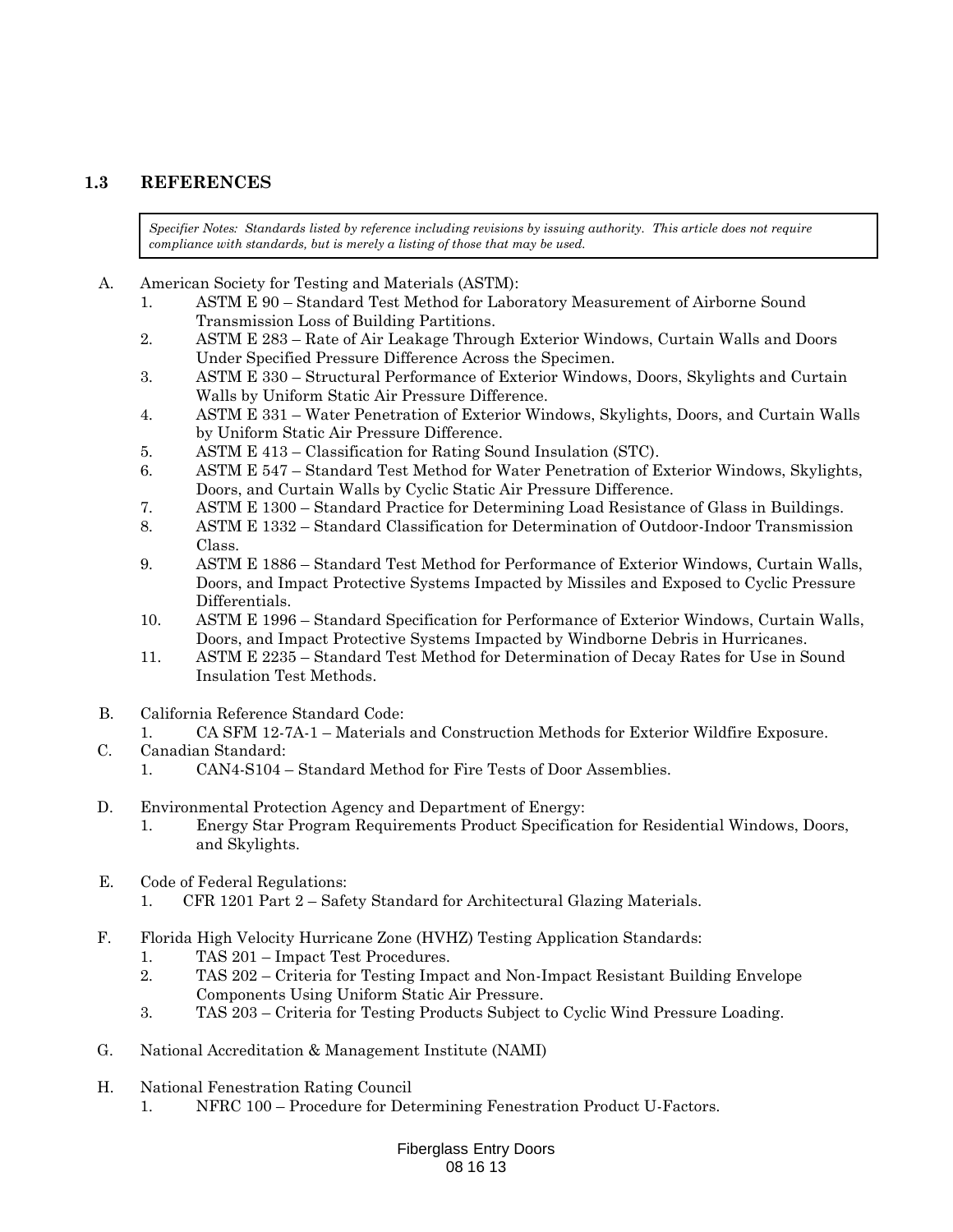## 1.3 REFERENCES

> *Specifier Notes: Standards listed by reference including revisions by issuing authority. This article does not require compliance with standards, but is merely a listing of those that may be used.*

A. American Society for Testing and Materials (ASTM):
   1. ASTM E 90 – Standard Test Method for Laboratory Measurement of Airborne Sound Transmission Loss of Building Partitions.
   2. ASTM E 283 – Rate of Air Leakage Through Exterior Windows, Curtain Walls and Doors Under Specified Pressure Difference Across the Specimen.
   3. ASTM E 330 – Structural Performance of Exterior Windows, Doors, Skylights and Curtain Walls by Uniform Static Air Pressure Difference.
   4. ASTM E 331 – Water Penetration of Exterior Windows, Skylights, Doors, and Curtain Walls by Uniform Static Air Pressure Difference.
   5. ASTM E 413 – Classification for Rating Sound Insulation (STC).
   6. ASTM E 547 – Standard Test Method for Water Penetration of Exterior Windows, Skylights, Doors, and Curtain Walls by Cyclic Static Air Pressure Difference.
   7. ASTM E 1300 – Standard Practice for Determining Load Resistance of Glass in Buildings.
   8. ASTM E 1332 – Standard Classification for Determination of Outdoor-Indoor Transmission Class.
   9. ASTM E 1886 – Standard Test Method for Performance of Exterior Windows, Curtain Walls, Doors, and Impact Protective Systems Impacted by Missiles and Exposed to Cyclic Pressure Differentials.
   10. ASTM E 1996 – Standard Specification for Performance of Exterior Windows, Curtain Walls, Doors, and Impact Protective Systems Impacted by Windborne Debris in Hurricanes.
   11. ASTM E 2235 – Standard Test Method for Determination of Decay Rates for Use in Sound Insulation Test Methods.

B. California Reference Standard Code:
   1. CA SFM 12-7A-1 – Materials and Construction Methods for Exterior Wildfire Exposure.

C. Canadian Standard:
   1. CAN4-S104 – Standard Method for Fire Tests of Door Assemblies.

D. Environmental Protection Agency and Department of Energy:
   1. Energy Star Program Requirements Product Specification for Residential Windows, Doors, and Skylights.

E. Code of Federal Regulations:
   1. CFR 1201 Part 2 – Safety Standard for Architectural Glazing Materials.

F. Florida High Velocity Hurricane Zone (HVHZ) Testing Application Standards:
   1. TAS 201 – Impact Test Procedures.
   2. TAS 202 – Criteria for Testing Impact and Non-Impact Resistant Building Envelope Components Using Uniform Static Air Pressure.
   3. TAS 203 – Criteria for Testing Products Subject to Cyclic Wind Pressure Loading.

G. National Accreditation & Management Institute (NAMI)

H. National Fenestration Rating Council
   1. NFRC 100 – Procedure for Determining Fenestration Product U-Factors.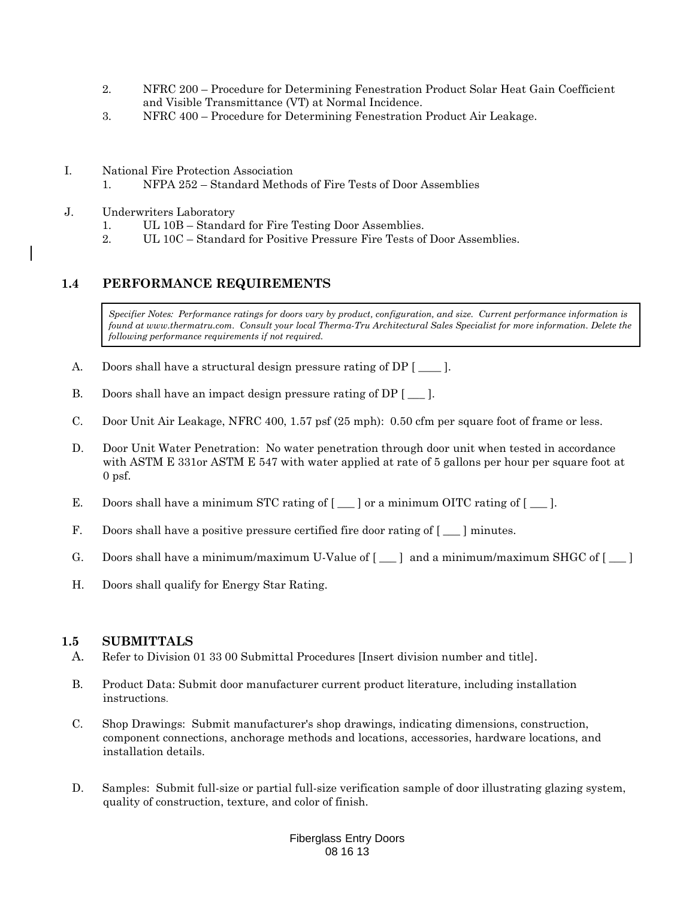2. NFRC 200 – Procedure for Determining Fenestration Product Solar Heat Gain Coefficient and Visible Transmittance (VT) at Normal Incidence.
3. NFRC 400 – Procedure for Determining Fenestration Product Air Leakage.

I. National Fire Protection Association
   1. NFPA 252 – Standard Methods of Fire Tests of Door Assemblies

J. Underwriters Laboratory
   1. UL 10B – Standard for Fire Testing Door Assemblies.
   2. UL 10C – Standard for Positive Pressure Fire Tests of Door Assemblies.

## 1.4 PERFORMANCE REQUIREMENTS

> *Specifier Notes: Performance ratings for doors vary by product, configuration, and size. Current performance information is found at www.thermatru.com. Consult your local Therma-Tru Architectural Sales Specialist for more information. Delete the following performance requirements if not required.*

A. Doors shall have a structural design pressure rating of DP [ ____ ].

B. Doors shall have an impact design pressure rating of DP [ ___ ].

C. Door Unit Air Leakage, NFRC 400, 1.57 psf (25 mph): 0.50 cfm per square foot of frame or less.

D. Door Unit Water Penetration: No water penetration through door unit when tested in accordance with ASTM E 331or ASTM E 547 with water applied at rate of 5 gallons per hour per square foot at 0 psf.

E. Doors shall have a minimum STC rating of [ ___ ] or a minimum OITC rating of [ ___ ].

F. Doors shall have a positive pressure certified fire door rating of [ ___ ] minutes.

G. Doors shall have a minimum/maximum U-Value of [ ___ ] and a minimum/maximum SHGC of [ ___ ]

H. Doors shall qualify for Energy Star Rating.

## 1.5 SUBMITTALS

A. Refer to Division 01 33 00 Submittal Procedures [Insert division number and title].

B. Product Data: Submit door manufacturer current product literature, including installation instructions.

C. Shop Drawings: Submit manufacturer's shop drawings, indicating dimensions, construction, component connections, anchorage methods and locations, accessories, hardware locations, and installation details.

D. Samples: Submit full-size or partial full-size verification sample of door illustrating glazing system, quality of construction, texture, and color of finish.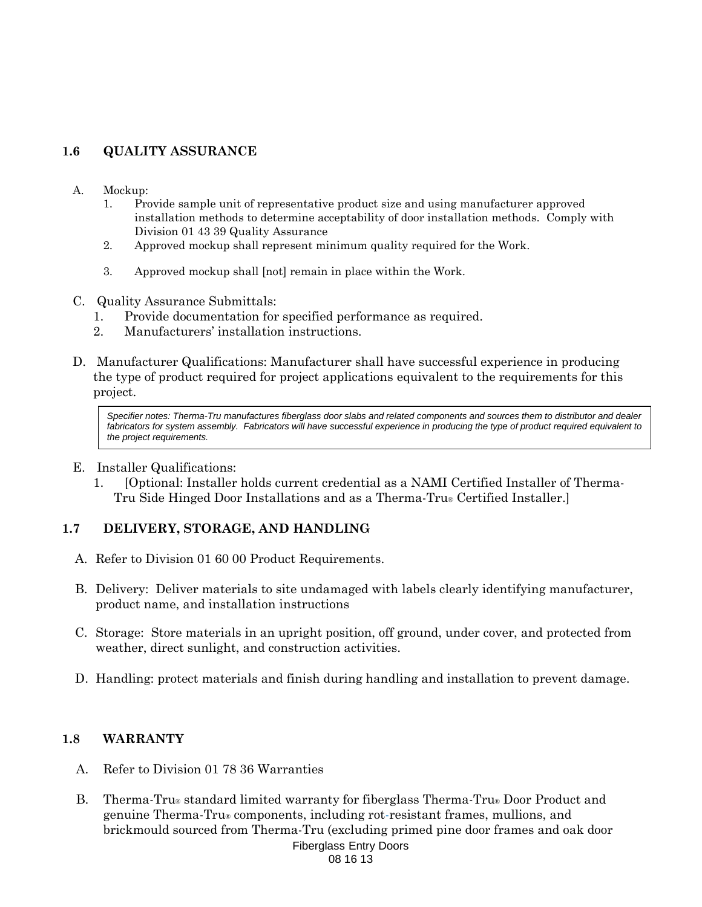## 1.6 QUALITY ASSURANCE

A. Mockup:
   1. Provide sample unit of representative product size and using manufacturer approved installation methods to determine acceptability of door installation methods. Comply with Division 01 43 39 Quality Assurance
   2. Approved mockup shall represent minimum quality required for the Work.
   3. Approved mockup shall [not] remain in place within the Work.

C. Quality Assurance Submittals:
   1. Provide documentation for specified performance as required.
   2. Manufacturers' installation instructions.

D. Manufacturer Qualifications: Manufacturer shall have successful experience in producing the type of product required for project applications equivalent to the requirements for this project.

> *Specifier notes: Therma-Tru manufactures fiberglass door slabs and related components and sources them to distributor and dealer fabricators for system assembly. Fabricators will have successful experience in producing the type of product required equivalent to the project requirements.*

E. Installer Qualifications:
   1. [Optional: Installer holds current credential as a NAMI Certified Installer of Therma-Tru Side Hinged Door Installations and as a Therma-Tru® Certified Installer.]

## 1.7 DELIVERY, STORAGE, AND HANDLING

A. Refer to Division 01 60 00 Product Requirements.

B. Delivery: Deliver materials to site undamaged with labels clearly identifying manufacturer, product name, and installation instructions

C. Storage: Store materials in an upright position, off ground, under cover, and protected from weather, direct sunlight, and construction activities.

D. Handling: protect materials and finish during handling and installation to prevent damage.

## 1.8 WARRANTY

A. Refer to Division 01 78 36 Warranties

B. Therma-Tru® standard limited warranty for fiberglass Therma-Tru® Door Product and genuine Therma-Tru® components, including rot-resistant frames, mullions, and brickmould sourced from Therma-Tru (excluding primed pine door frames and oak door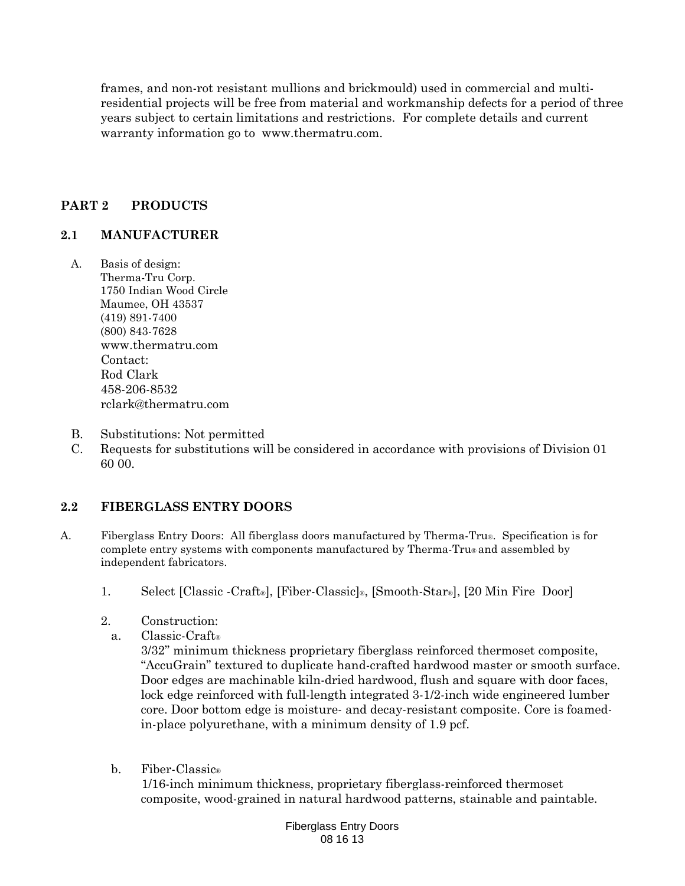frames, and non-rot resistant mullions and brickmould) used in commercial and multi-residential projects will be free from material and workmanship defects for a period of three years subject to certain limitations and restrictions. For complete details and current warranty information go to www.thermatru.com.

## PART 2 PRODUCTS

### 2.1 MANUFACTURER

A. Basis of design:
   Therma-Tru Corp.
   1750 Indian Wood Circle
   Maumee, OH 43537
   (419) 891-7400
   (800) 843-7628
   www.thermatru.com
   Contact:
   Rod Clark
   458-206-8532
   rclark@thermatru.com

B. Substitutions: Not permitted

C. Requests for substitutions will be considered in accordance with provisions of Division 01 60 00.

### 2.2 FIBERGLASS ENTRY DOORS

A. Fiberglass Entry Doors: All fiberglass doors manufactured by Therma-Tru®. Specification is for complete entry systems with components manufactured by Therma-Tru® and assembled by independent fabricators.

   1. Select [Classic -Craft®], [Fiber-Classic]®, [Smooth-Star®], [20 Min Fire Door]

   2. Construction:

      a. Classic-Craft®
         3/32" minimum thickness proprietary fiberglass reinforced thermoset composite, "AccuGrain" textured to duplicate hand-crafted hardwood master or smooth surface. Door edges are machinable kiln-dried hardwood, flush and square with door faces, lock edge reinforced with full-length integrated 3-1/2-inch wide engineered lumber core. Door bottom edge is moisture- and decay-resistant composite. Core is foamed-in-place polyurethane, with a minimum density of 1.9 pcf.

      b. Fiber-Classic®
         1/16-inch minimum thickness, proprietary fiberglass-reinforced thermoset composite, wood-grained in natural hardwood patterns, stainable and paintable.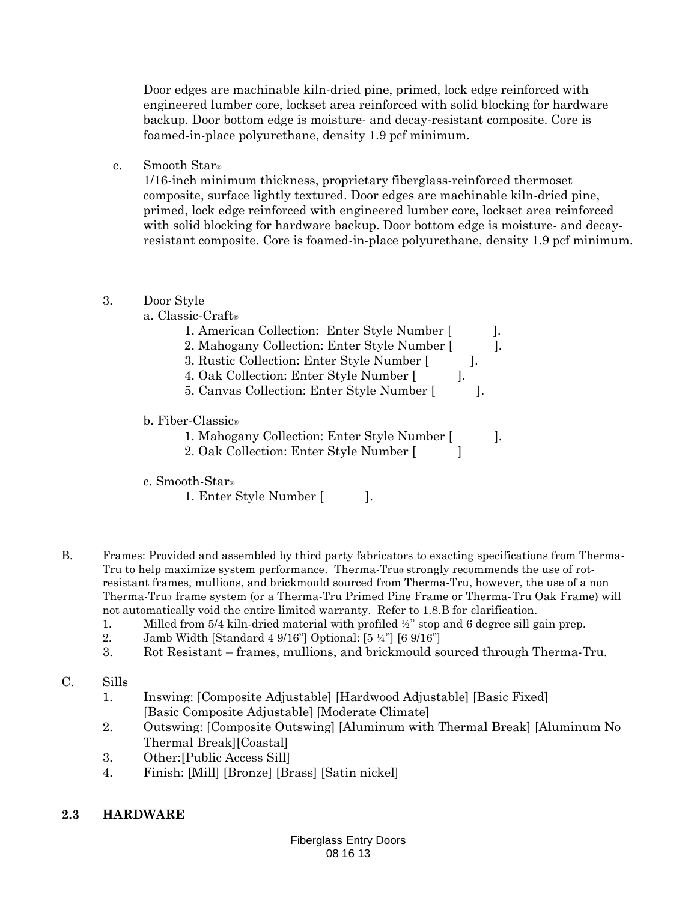Door edges are machinable kiln-dried pine, primed, lock edge reinforced with engineered lumber core, lockset area reinforced with solid blocking for hardware backup. Door bottom edge is moisture- and decay-resistant composite. Core is foamed-in-place polyurethane, density 1.9 pcf minimum.

c. Smooth Star®
1/16-inch minimum thickness, proprietary fiberglass-reinforced thermoset composite, surface lightly textured. Door edges are machinable kiln-dried pine, primed, lock edge reinforced with engineered lumber core, lockset area reinforced with solid blocking for hardware backup. Door bottom edge is moisture- and decay-resistant composite. Core is foamed-in-place polyurethane, density 1.9 pcf minimum.

3. Door Style
   a. Classic-Craft®
      1. American Collection: Enter Style Number [ ].
      2. Mahogany Collection: Enter Style Number [ ].
      3. Rustic Collection: Enter Style Number [ ].
      4. Oak Collection: Enter Style Number [ ].
      5. Canvas Collection: Enter Style Number [ ].

   b. Fiber-Classic®
      1. Mahogany Collection: Enter Style Number [ ].
      2. Oak Collection: Enter Style Number [ ]

   c. Smooth-Star®
      1. Enter Style Number [ ].

B. Frames: Provided and assembled by third party fabricators to exacting specifications from Therma-Tru to help maximize system performance. Therma-Tru® strongly recommends the use of rot-resistant frames, mullions, and brickmould sourced from Therma-Tru, however, the use of a non Therma-Tru® frame system (or a Therma-Tru Primed Pine Frame or Therma-Tru Oak Frame) will not automatically void the entire limited warranty. Refer to 1.8.B for clarification.
   1. Milled from 5/4 kiln-dried material with profiled ½" stop and 6 degree sill gain prep.
   2. Jamb Width [Standard 4 9/16"] Optional: [5 ¼"] [6 9/16"]
   3. Rot Resistant – frames, mullions, and brickmould sourced through Therma-Tru.

C. Sills
   1. Inswing: [Composite Adjustable] [Hardwood Adjustable] [Basic Fixed] [Basic Composite Adjustable] [Moderate Climate]
   2. Outswing: [Composite Outswing] [Aluminum with Thermal Break] [Aluminum No Thermal Break][Coastal]
   3. Other:[Public Access Sill]
   4. Finish: [Mill] [Bronze] [Brass] [Satin nickel]

## 2.3 HARDWARE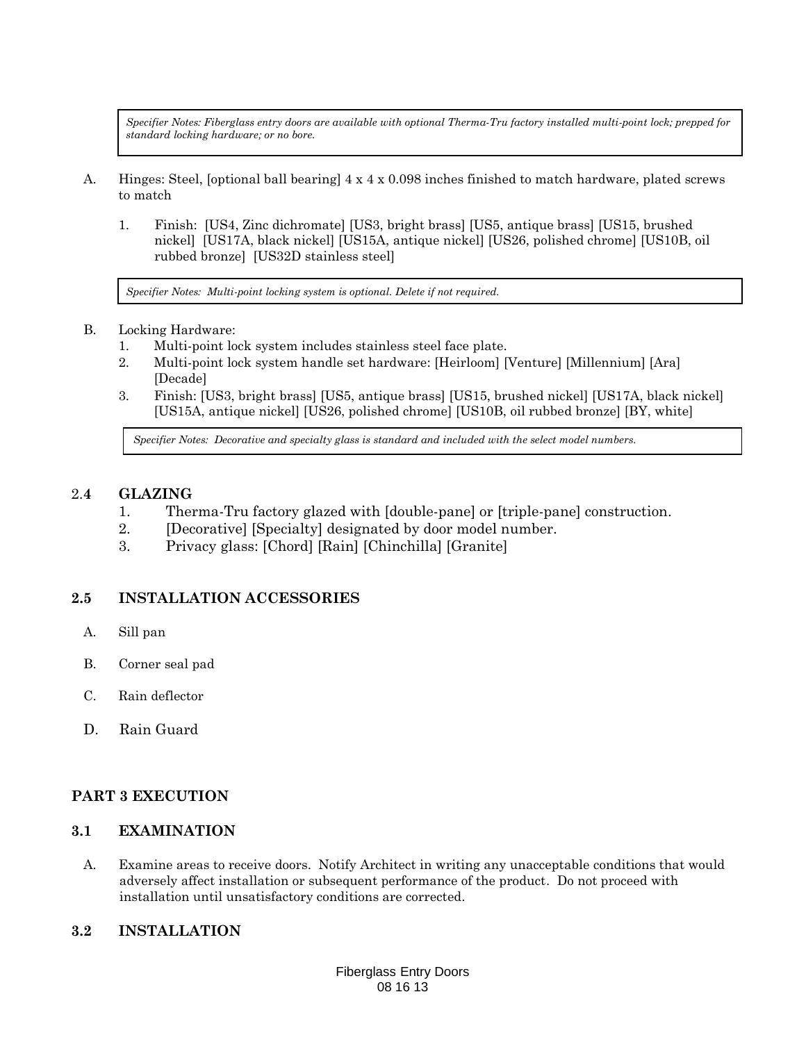*Specifier Notes: Fiberglass entry doors are available with optional Therma-Tru factory installed multi-point lock; prepped for standard locking hardware; or no bore.*

A. Hinges: Steel, [optional ball bearing] 4 x 4 x 0.098 inches finished to match hardware, plated screws to match

   1. Finish: [US4, Zinc dichromate] [US3, bright brass] [US5, antique brass] [US15, brushed nickel] [US17A, black nickel] [US15A, antique nickel] [US26, polished chrome] [US10B, oil rubbed bronze] [US32D stainless steel]

*Specifier Notes: Multi-point locking system is optional. Delete if not required.*

B. Locking Hardware:
   1. Multi-point lock system includes stainless steel face plate.
   2. Multi-point lock system handle set hardware: [Heirloom] [Venture] [Millennium] [Ara] [Decade]
   3. Finish: [US3, bright brass] [US5, antique brass] [US15, brushed nickel] [US17A, black nickel] [US15A, antique nickel] [US26, polished chrome] [US10B, oil rubbed bronze] [BY, white]

*Specifier Notes: Decorative and specialty glass is standard and included with the select model numbers.*

## 2.4 GLAZING

1. Therma-Tru factory glazed with [double-pane] or [triple-pane] construction.
2. [Decorative] [Specialty] designated by door model number.
3. Privacy glass: [Chord] [Rain] [Chinchilla] [Granite]

## 2.5 INSTALLATION ACCESSORIES

A. Sill pan

B. Corner seal pad

C. Rain deflector

D. Rain Guard

# PART 3 EXECUTION

## 3.1 EXAMINATION

A. Examine areas to receive doors. Notify Architect in writing any unacceptable conditions that would adversely affect installation or subsequent performance of the product. Do not proceed with installation until unsatisfactory conditions are corrected.

## 3.2 INSTALLATION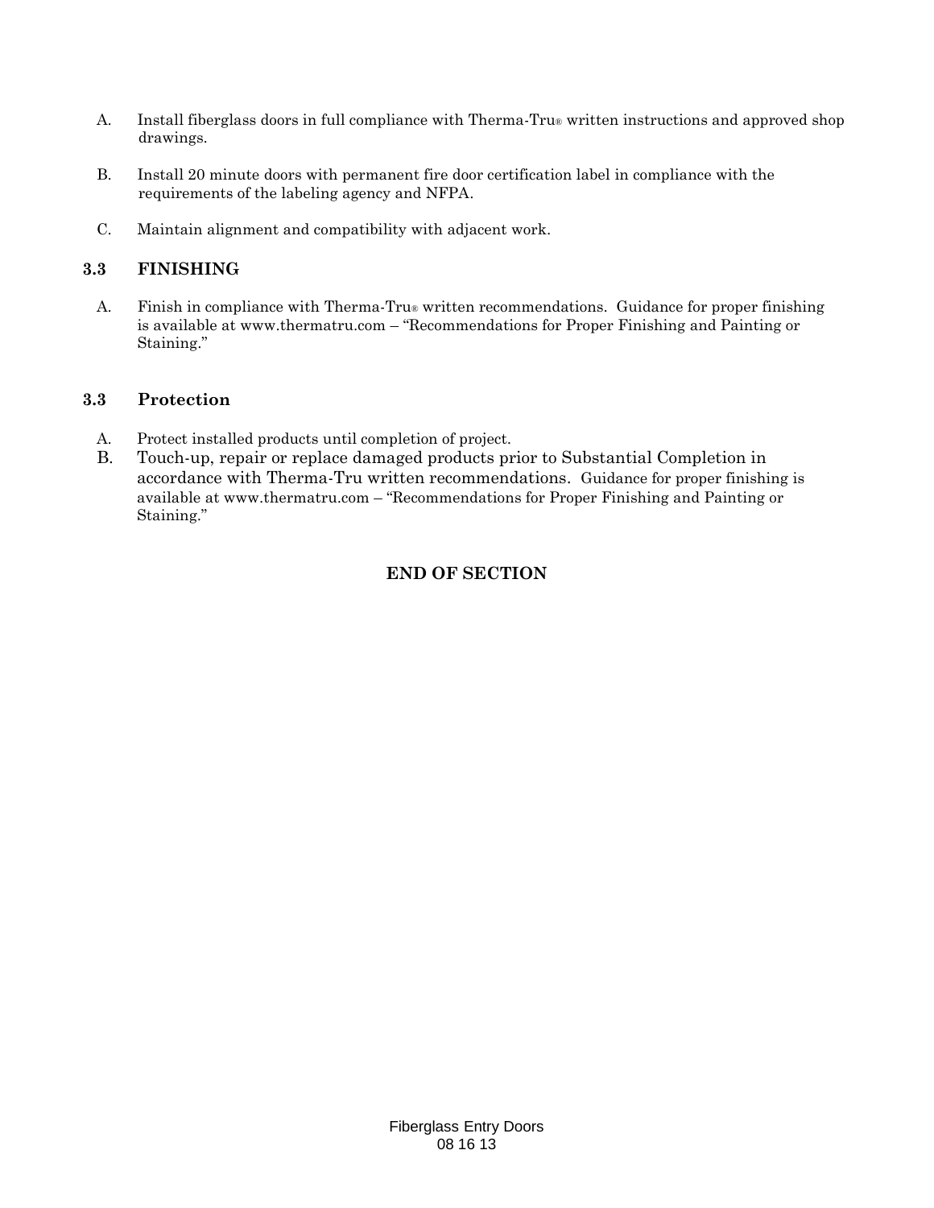A. Install fiberglass doors in full compliance with Therma-Tru® written instructions and approved shop drawings.

B. Install 20 minute doors with permanent fire door certification label in compliance with the requirements of the labeling agency and NFPA.

C. Maintain alignment and compatibility with adjacent work.

### 3.3 FINISHING

A. Finish in compliance with Therma-Tru® written recommendations. Guidance for proper finishing is available at www.thermatru.com – "Recommendations for Proper Finishing and Painting or Staining."

### 3.3 Protection

A. Protect installed products until completion of project.
B. Touch-up, repair or replace damaged products prior to Substantial Completion in accordance with Therma-Tru written recommendations. Guidance for proper finishing is available at www.thermatru.com – "Recommendations for Proper Finishing and Painting or Staining."

**END OF SECTION**